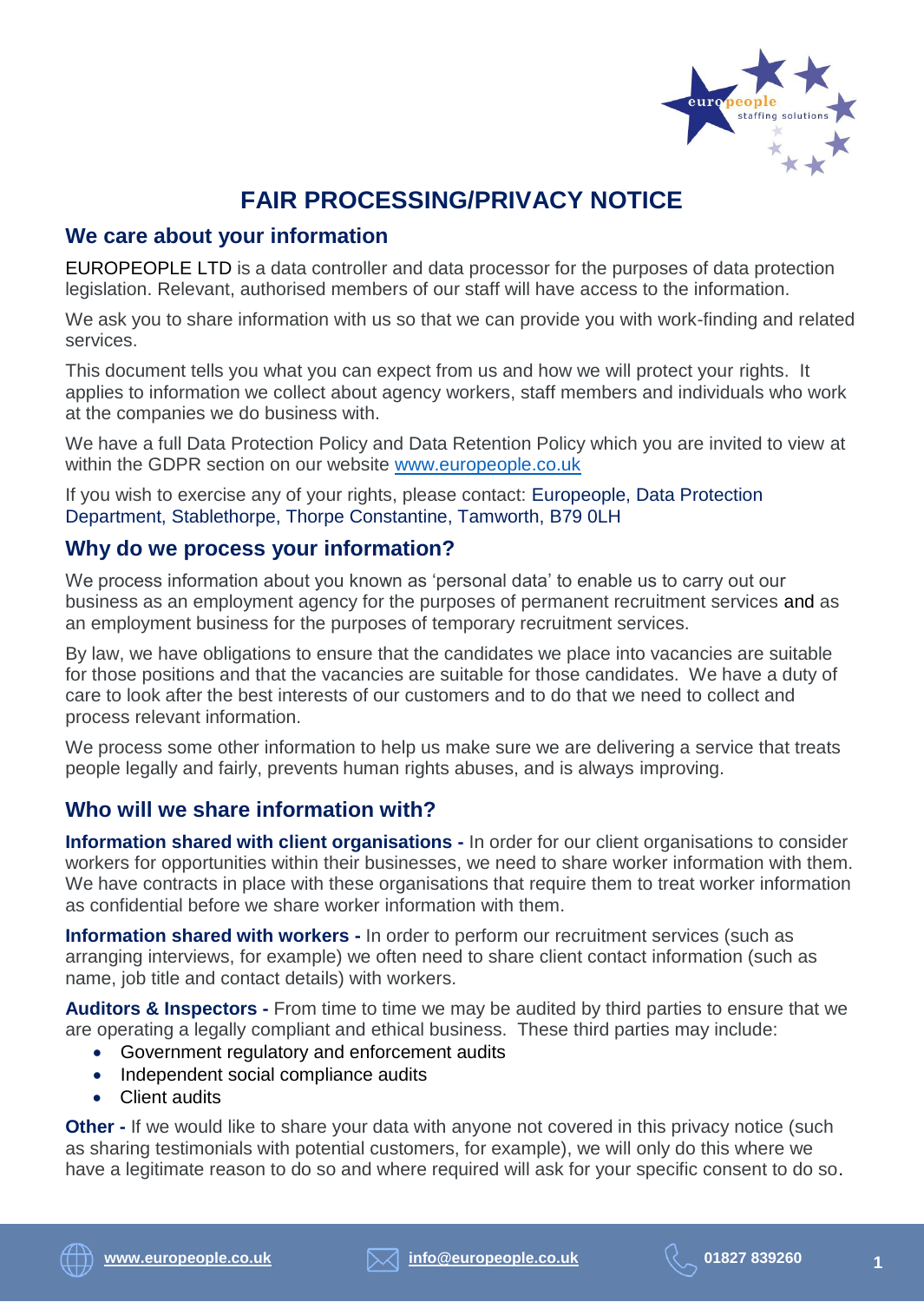# FAIR PROCESSING/PRIVACY NOTICE

## We care about your information

EUROPEOPLE LTD is a data controller and data processor for the purposes of data protection legislation. Relevant, authorised members of our staff will have access to the information.

We ask you to share information with us so that we can provide you with work-finding and related services.

This document tells you what you can expect from us and how we will protect your rights. It applies to information we collect about agency workers, staff members and individuals who work at the companies we do business with.

We have a full Data Protection Policy and Data Retention Policy which you are invited to view at within the GDPR section on our website www.europeople.co.uk

If you wish to exercise any of your rights, please contact: Europeople, Data Protection Department, Stablethorpe, Thorpe Constantine, Tamworth, B79 0LH

## Why do we process your information?

We process information about you known as 'personal data' to enable us to carry out our business as an employment agency for the purposes of permanent recruitment services and as an employment business for the purposes of temporary recruitment services.

By law, we have obligations to ensure that the candidates we place into vacancies are suitable for those positions and that the vacancies are suitable for those candidates. We have a duty of care to look after the best interests of our customers and to do that we need to collect and process relevant information.

We process some other information to help us make sure we are delivering a service that treats people legally and fairly, prevents human rights abuses, and is always improving.

## Who will we share information with?

**Information shared with client organisations -** In order for our client organisations to consider workers for opportunities within their businesses, we need to share worker information with them. We have contracts in place with these organisations that require them to treat worker information as confidential before we share worker information with them.

**Information shared with workers -** In order to perform our recruitment services (such as arranging interviews, for example) we often need to share client contact information (such as name, job title and contact details) with workers.

**Auditors & Inspectors -** From time to time we may be audited by third parties to ensure that we are operating a legally compliant and ethical business. These third parties may include:

- Government regulatory and enforcement audits
- Independent social compliance audits
- Client audits

**Other -** If we would like to share your data with anyone not covered in this privacy notice (such as sharing testimonials with potential customers, for example), we will only do this where we have a legitimate reason to do so and where required will ask for your specific consent to do so.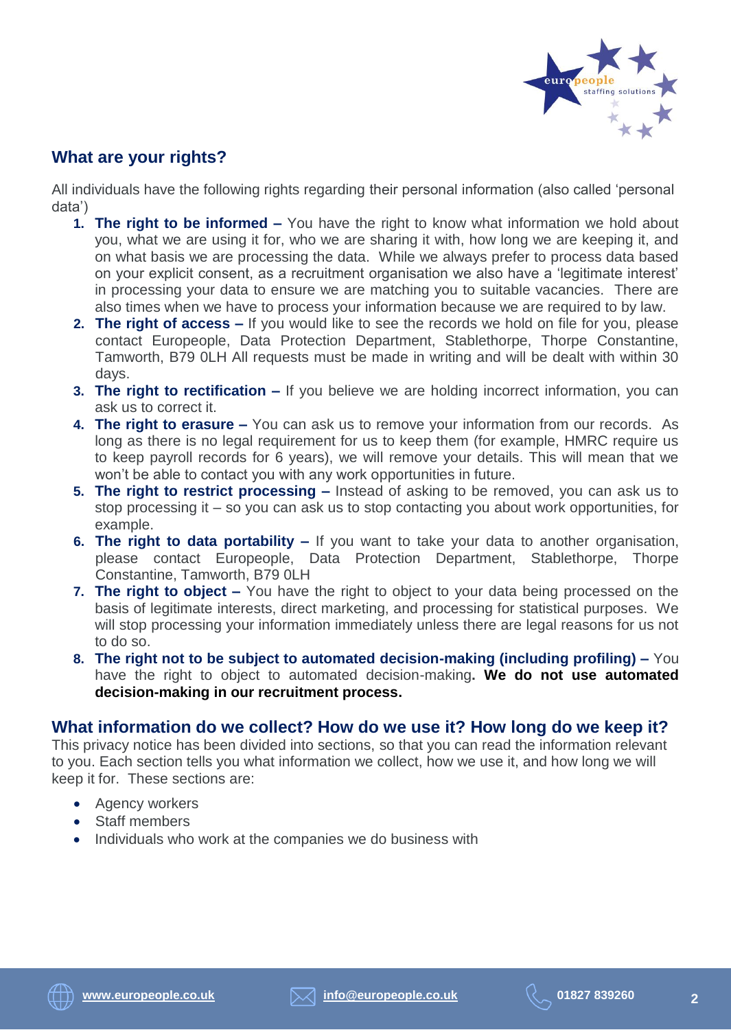## What are your rights?

All individuals have the following rights regarding their personal information (also called 'personal data')

1. **The right to be informed –** You have the right to know what information we hold about you, what we are using it for, who we are sharing it with, how long we are keeping it, and on what basis we are processing the data. While we always prefer to process data based on your explicit consent, as a recruitment organisation we also have a 'legitimate interest' in processing your data to ensure we are matching you to suitable vacancies. There are also times when we have to process your information because we are required to by law.
2. **The right of access –** If you would like to see the records we hold on file for you, please contact Europeople, Data Protection Department, Stablethorpe, Thorpe Constantine, Tamworth, B79 0LH All requests must be made in writing and will be dealt with within 30 days.
3. **The right to rectification –** If you believe we are holding incorrect information, you can ask us to correct it.
4. **The right to erasure –** You can ask us to remove your information from our records. As long as there is no legal requirement for us to keep them (for example, HMRC require us to keep payroll records for 6 years), we will remove your details. This will mean that we won't be able to contact you with any work opportunities in future.
5. **The right to restrict processing –** Instead of asking to be removed, you can ask us to stop processing it – so you can ask us to stop contacting you about work opportunities, for example.
6. **The right to data portability –** If you want to take your data to another organisation, please contact Europeople, Data Protection Department, Stablethorpe, Thorpe Constantine, Tamworth, B79 0LH
7. **The right to object –** You have the right to object to your data being processed on the basis of legitimate interests, direct marketing, and processing for statistical purposes. We will stop processing your information immediately unless there are legal reasons for us not to do so.
8. **The right not to be subject to automated decision-making (including profiling) –** You have the right to object to automated decision-making**. We do not use automated decision-making in our recruitment process.**

## What information do we collect? How do we use it? How long do we keep it?

This privacy notice has been divided into sections, so that you can read the information relevant to you. Each section tells you what information we collect, how we use it, and how long we will keep it for. These sections are:

- Agency workers
- Staff members
- Individuals who work at the companies we do business with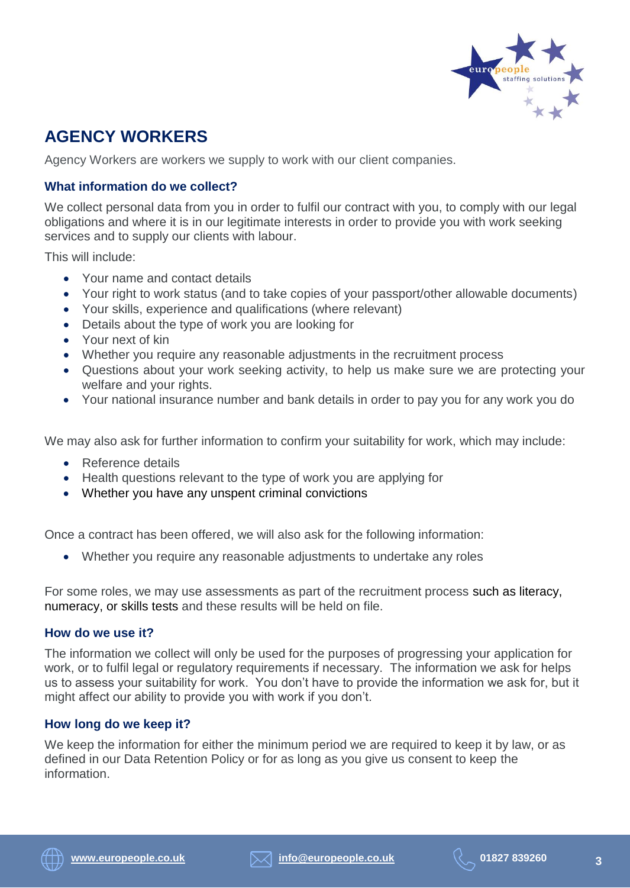## AGENCY WORKERS

Agency Workers are workers we supply to work with our client companies.

### What information do we collect?

We collect personal data from you in order to fulfil our contract with you, to comply with our legal obligations and where it is in our legitimate interests in order to provide you with work seeking services and to supply our clients with labour.

This will include:

- Your name and contact details
- Your right to work status (and to take copies of your passport/other allowable documents)
- Your skills, experience and qualifications (where relevant)
- Details about the type of work you are looking for
- Your next of kin
- Whether you require any reasonable adjustments in the recruitment process
- Questions about your work seeking activity, to help us make sure we are protecting your welfare and your rights.
- Your national insurance number and bank details in order to pay you for any work you do

We may also ask for further information to confirm your suitability for work, which may include:

- Reference details
- Health questions relevant to the type of work you are applying for
- Whether you have any unspent criminal convictions

Once a contract has been offered, we will also ask for the following information:

- Whether you require any reasonable adjustments to undertake any roles

For some roles, we may use assessments as part of the recruitment process such as literacy, numeracy, or skills tests and these results will be held on file.

### How do we use it?

The information we collect will only be used for the purposes of progressing your application for work, or to fulfil legal or regulatory requirements if necessary. The information we ask for helps us to assess your suitability for work. You don't have to provide the information we ask for, but it might affect our ability to provide you with work if you don't.

### How long do we keep it?

We keep the information for either the minimum period we are required to keep it by law, or as defined in our Data Retention Policy or for as long as you give us consent to keep the information.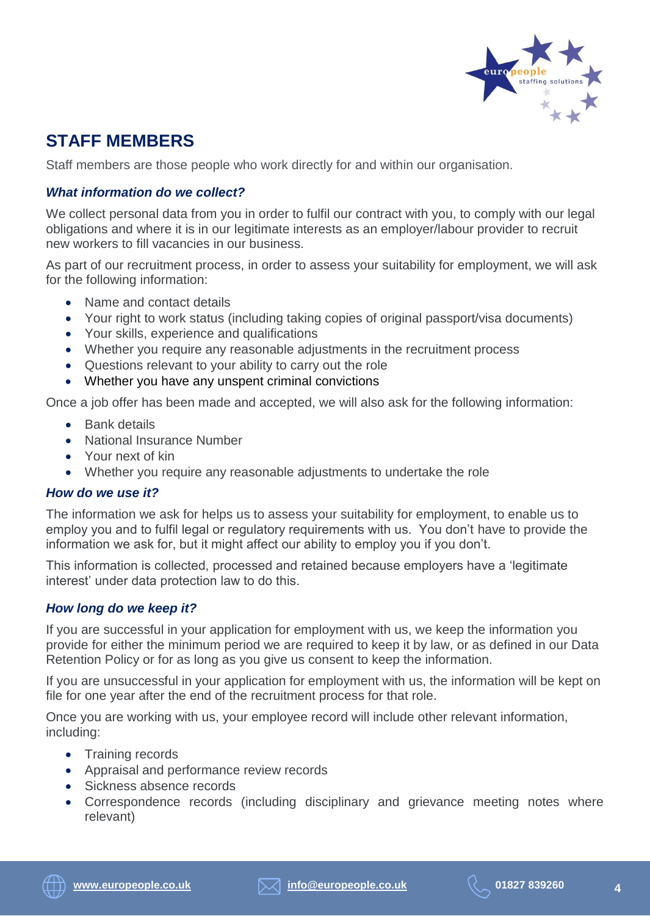## STAFF MEMBERS

Staff members are those people who work directly for and within our organisation.

### *What information do we collect?*

We collect personal data from you in order to fulfil our contract with you, to comply with our legal obligations and where it is in our legitimate interests as an employer/labour provider to recruit new workers to fill vacancies in our business.

As part of our recruitment process, in order to assess your suitability for employment, we will ask for the following information:

- Name and contact details
- Your right to work status (including taking copies of original passport/visa documents)
- Your skills, experience and qualifications
- Whether you require any reasonable adjustments in the recruitment process
- Questions relevant to your ability to carry out the role
- Whether you have any unspent criminal convictions

Once a job offer has been made and accepted, we will also ask for the following information:

- Bank details
- National Insurance Number
- Your next of kin
- Whether you require any reasonable adjustments to undertake the role

### *How do we use it?*

The information we ask for helps us to assess your suitability for employment, to enable us to employ you and to fulfil legal or regulatory requirements with us. You don't have to provide the information we ask for, but it might affect our ability to employ you if you don't.

This information is collected, processed and retained because employers have a 'legitimate interest' under data protection law to do this.

### *How long do we keep it?*

If you are successful in your application for employment with us, we keep the information you provide for either the minimum period we are required to keep it by law, or as defined in our Data Retention Policy or for as long as you give us consent to keep the information.

If you are unsuccessful in your application for employment with us, the information will be kept on file for one year after the end of the recruitment process for that role.

Once you are working with us, your employee record will include other relevant information, including:

- Training records
- Appraisal and performance review records
- Sickness absence records
- Correspondence records (including disciplinary and grievance meeting notes where relevant)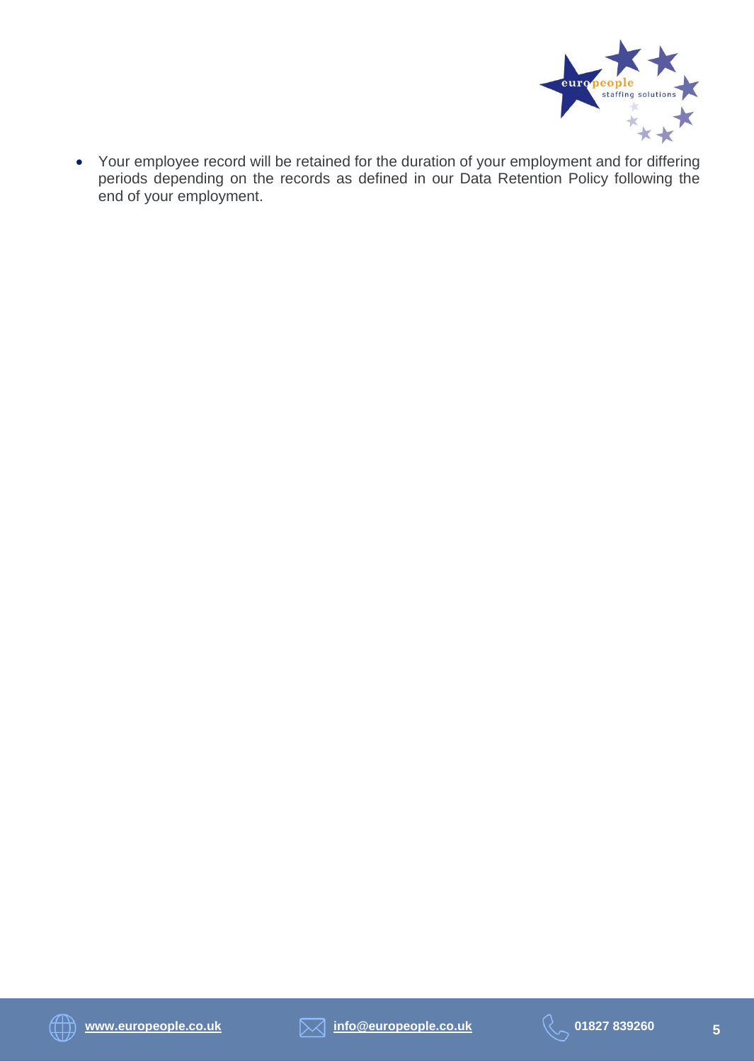- Your employee record will be retained for the duration of your employment and for differing periods depending on the records as defined in our Data Retention Policy following the end of your employment.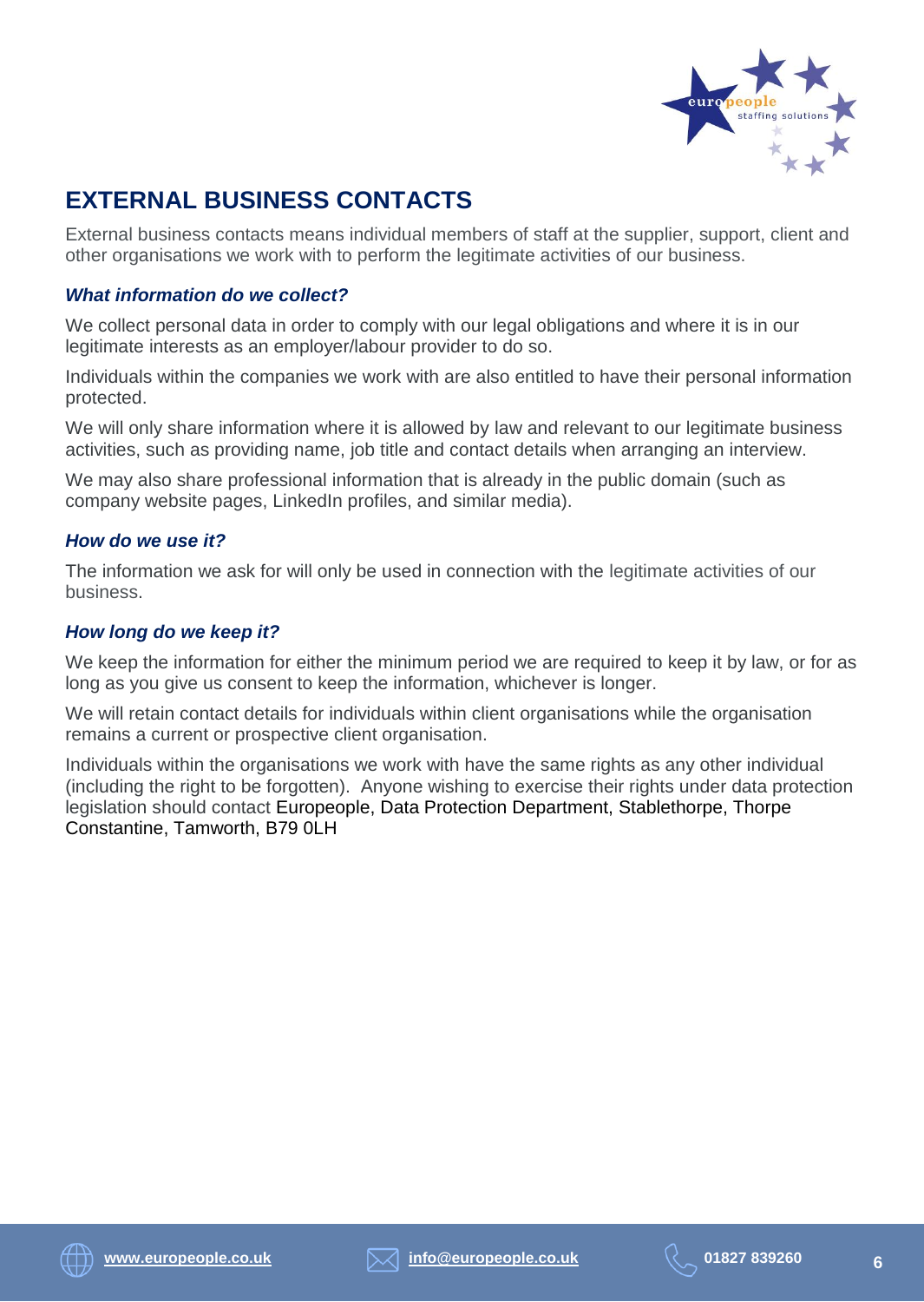## EXTERNAL BUSINESS CONTACTS

External business contacts means individual members of staff at the supplier, support, client and other organisations we work with to perform the legitimate activities of our business.

### *What information do we collect?*

We collect personal data in order to comply with our legal obligations and where it is in our legitimate interests as an employer/labour provider to do so.

Individuals within the companies we work with are also entitled to have their personal information protected.

We will only share information where it is allowed by law and relevant to our legitimate business activities, such as providing name, job title and contact details when arranging an interview.

We may also share professional information that is already in the public domain (such as company website pages, LinkedIn profiles, and similar media).

### *How do we use it?*

The information we ask for will only be used in connection with the legitimate activities of our business.

### *How long do we keep it?*

We keep the information for either the minimum period we are required to keep it by law, or for as long as you give us consent to keep the information, whichever is longer.

We will retain contact details for individuals within client organisations while the organisation remains a current or prospective client organisation.

Individuals within the organisations we work with have the same rights as any other individual (including the right to be forgotten). Anyone wishing to exercise their rights under data protection legislation should contact Europeople, Data Protection Department, Stablethorpe, Thorpe Constantine, Tamworth, B79 0LH